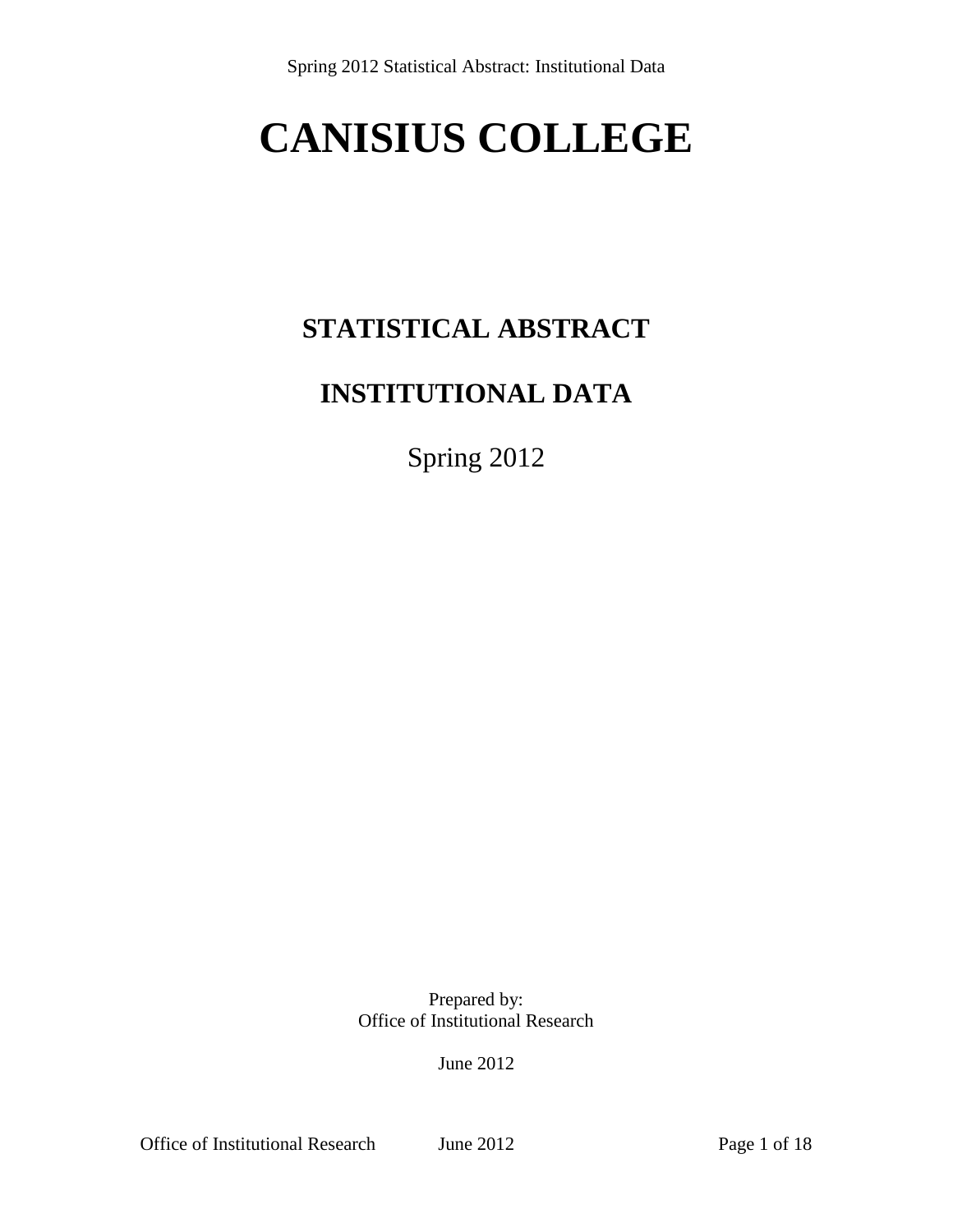# CANISIUS COLLEGE

## STATISTICAL ABSTRACT

## INSTITUTIONAL DATA

Spring 2012

Prepared by:
Office of Institutional Research

June 2012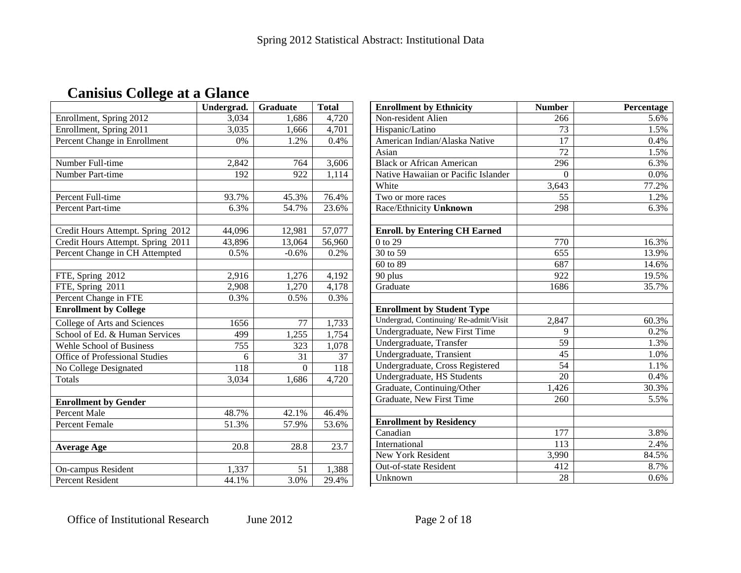# Canisius College at a Glance

| | Undergrad. | Graduate | Total |
|---|---|---|---|
| Enrollment, Spring 2012 | 3,034 | 1,686 | 4,720 |
| Enrollment, Spring 2011 | 3,035 | 1,666 | 4,701 |
| Percent Change in Enrollment | 0% | 1.2% | 0.4% |
| | | | |
| Number Full-time | 2,842 | 764 | 3,606 |
| Number Part-time | 192 | 922 | 1,114 |
| | | | |
| Percent Full-time | 93.7% | 45.3% | 76.4% |
| Percent Part-time | 6.3% | 54.7% | 23.6% |
| | | | |
| Credit Hours Attempt. Spring 2012 | 44,096 | 12,981 | 57,077 |
| Credit Hours Attempt. Spring 2011 | 43,896 | 13,064 | 56,960 |
| Percent Change in CH Attempted | 0.5% | -0.6% | 0.2% |
| | | | |
| FTE, Spring 2012 | 2,916 | 1,276 | 4,192 |
| FTE, Spring 2011 | 2,908 | 1,270 | 4,178 |
| Percent Change in FTE | 0.3% | 0.5% | 0.3% |
| **Enrollment by College** | | | |
| College of Arts and Sciences | 1656 | 77 | 1,733 |
| School of Ed. & Human Services | 499 | 1,255 | 1,754 |
| Wehle School of Business | 755 | 323 | 1,078 |
| Office of Professional Studies | 6 | 31 | 37 |
| No College Designated | 118 | 0 | 118 |
| Totals | 3,034 | 1,686 | 4,720 |
| | | | |
| **Enrollment by Gender** | | | |
| Percent Male | 48.7% | 42.1% | 46.4% |
| Percent Female | 51.3% | 57.9% | 53.6% |
| | | | |
| **Average Age** | 20.8 | 28.8 | 23.7 |
| | | | |
| On-campus Resident | 1,337 | 51 | 1,388 |
| Percent Resident | 44.1% | 3.0% | 29.4% |

| **Enrollment by Ethnicity** | **Number** | **Percentage** |
|---|---|---|
| Non-resident Alien | 266 | 5.6% |
| Hispanic/Latino | 73 | 1.5% |
| American Indian/Alaska Native | 17 | 0.4% |
| Asian | 72 | 1.5% |
| Black or African American | 296 | 6.3% |
| Native Hawaiian or Pacific Islander | 0 | 0.0% |
| White | 3,643 | 77.2% |
| Two or more races | 55 | 1.2% |
| Race/Ethnicity **Unknown** | 298 | 6.3% |
| | | |
| **Enroll. by Entering CH Earned** | | |
| 0 to 29 | 770 | 16.3% |
| 30 to 59 | 655 | 13.9% |
| 60 to 89 | 687 | 14.6% |
| 90 plus | 922 | 19.5% |
| Graduate | 1686 | 35.7% |
| | | |
| **Enrollment by Student Type** | | |
| Undergrad, Continuing/ Re-admit/Visit | 2,847 | 60.3% |
| Undergraduate, New First Time | 9 | 0.2% |
| Undergraduate, Transfer | 59 | 1.3% |
| Undergraduate, Transient | 45 | 1.0% |
| Undergraduate, Cross Registered | 54 | 1.1% |
| Undergraduate, HS Students | 20 | 0.4% |
| Graduate, Continuing/Other | 1,426 | 30.3% |
| Graduate, New First Time | 260 | 5.5% |
| | | |
| **Enrollment by Residency** | | |
| Canadian | 177 | 3.8% |
| International | 113 | 2.4% |
| New York Resident | 3,990 | 84.5% |
| Out-of-state Resident | 412 | 8.7% |
| Unknown | 28 | 0.6% |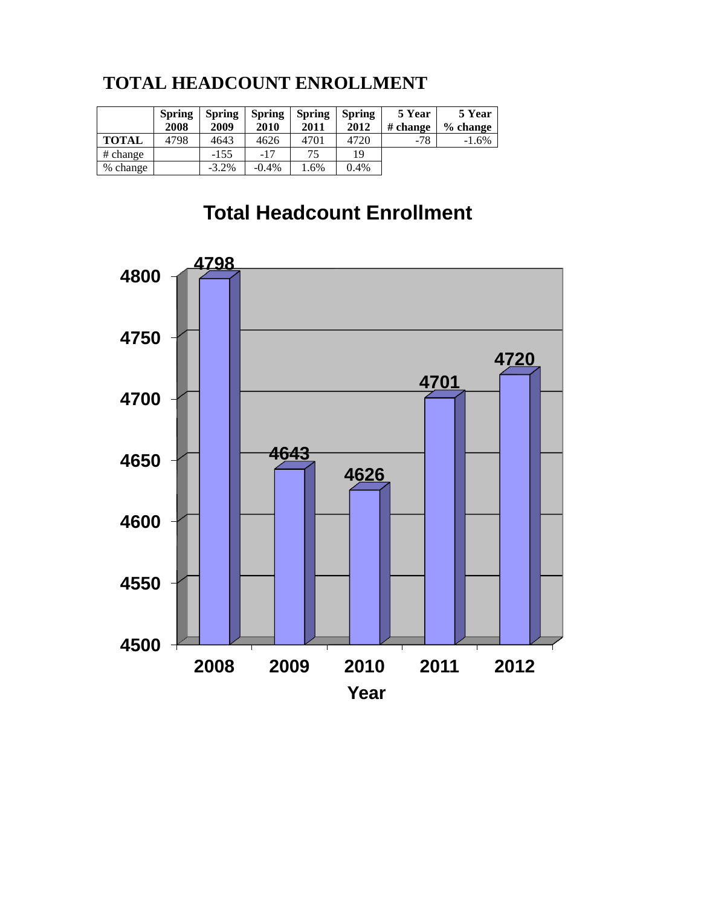# TOTAL HEADCOUNT ENROLLMENT

| | Spring 2008 | Spring 2009 | Spring 2010 | Spring 2011 | Spring 2012 | 5 Year # change | 5 Year % change |
|---|---|---|---|---|---|---|---|
| TOTAL | 4798 | 4643 | 4626 | 4701 | 4720 | -78 | -1.6% |
| # change | | -155 | -17 | 75 | 19 | | |
| % change | | -3.2% | -0.4% | 1.6% | 0.4% | | |

**Total Headcount Enrollment**

| Year | Enrollment |
|---|---|
| 2008 | 4798 |
| 2009 | 4643 |
| 2010 | 4626 |
| 2011 | 4701 |
| 2012 | 4720 |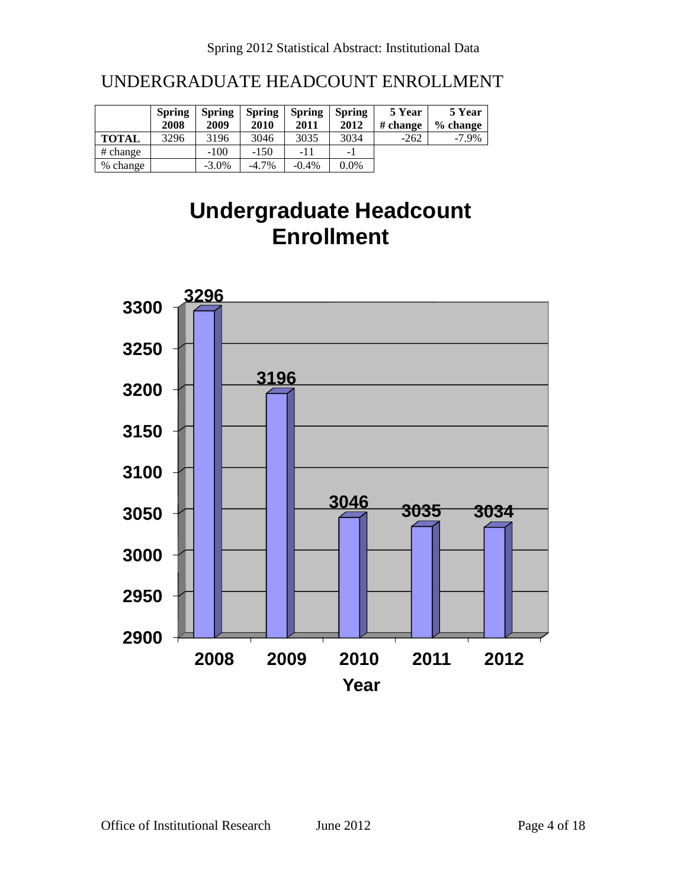# UNDERGRADUATE HEADCOUNT ENROLLMENT

| | Spring 2008 | Spring 2009 | Spring 2010 | Spring 2011 | Spring 2012 | 5 Year # change | 5 Year % change |
|---|---|---|---|---|---|---|---|
| **TOTAL** | 3296 | 3196 | 3046 | 3035 | 3034 | -262 | -7.9% |
| # change | | -100 | -150 | -11 | -1 | | |
| % change | | -3.0% | -4.7% | -0.4% | 0.0% | | |

## Undergraduate Headcount Enrollment

| Year | Enrollment |
|---|---|
| 2008 | 3296 |
| 2009 | 3196 |
| 2010 | 3046 |
| 2011 | 3035 |
| 2012 | 3034 |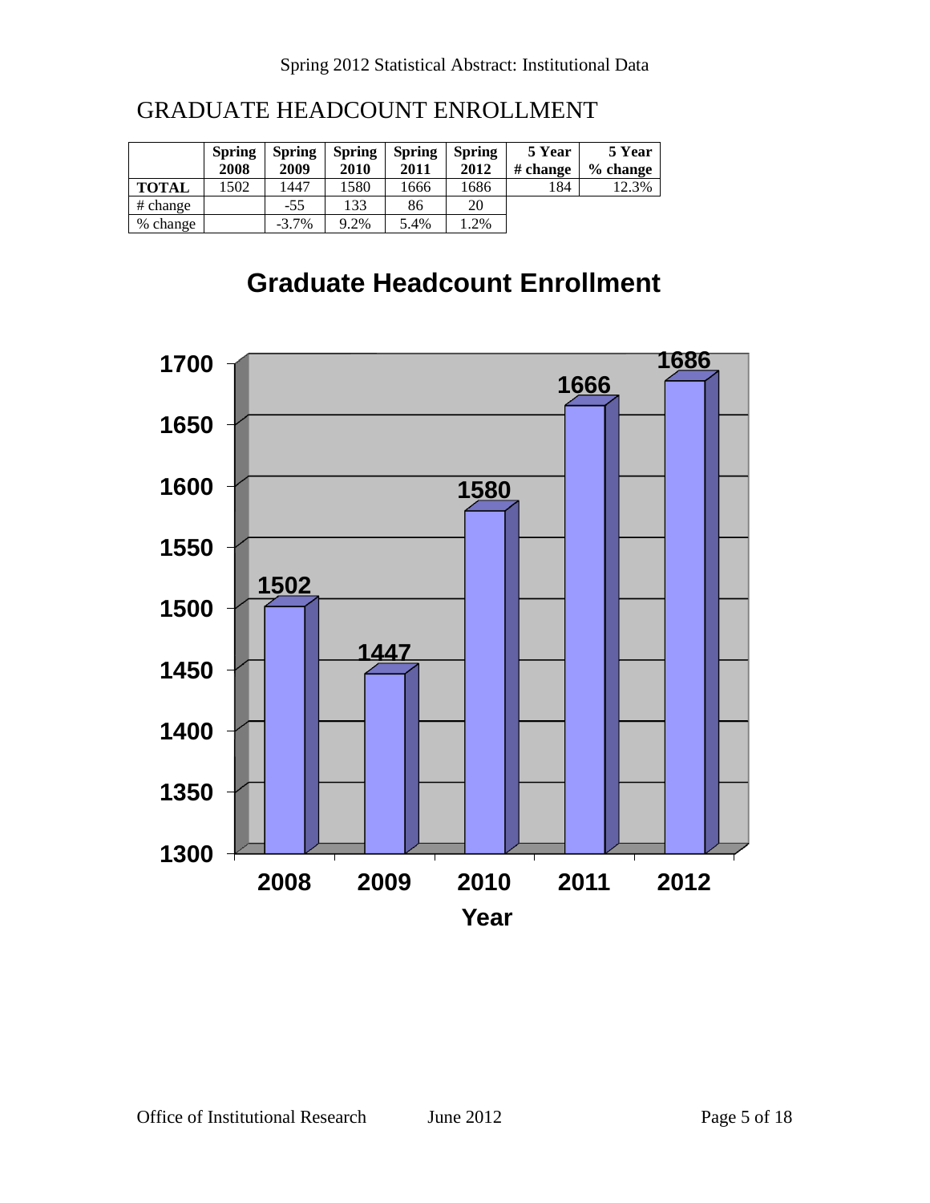# GRADUATE HEADCOUNT ENROLLMENT

| | Spring 2008 | Spring 2009 | Spring 2010 | Spring 2011 | Spring 2012 | 5 Year # change | 5 Year % change |
|---|---|---|---|---|---|---|---|
| **TOTAL** | 1502 | 1447 | 1580 | 1666 | 1686 | 184 | 12.3% |
| # change | | -55 | 133 | 86 | 20 | | |
| % change | | -3.7% | 9.2% | 5.4% | 1.2% | | |

## Graduate Headcount Enrollment

| Year | Enrollment |
|---|---|
| 2008 | 1502 |
| 2009 | 1447 |
| 2010 | 1580 |
| 2011 | 1666 |
| 2012 | 1686 |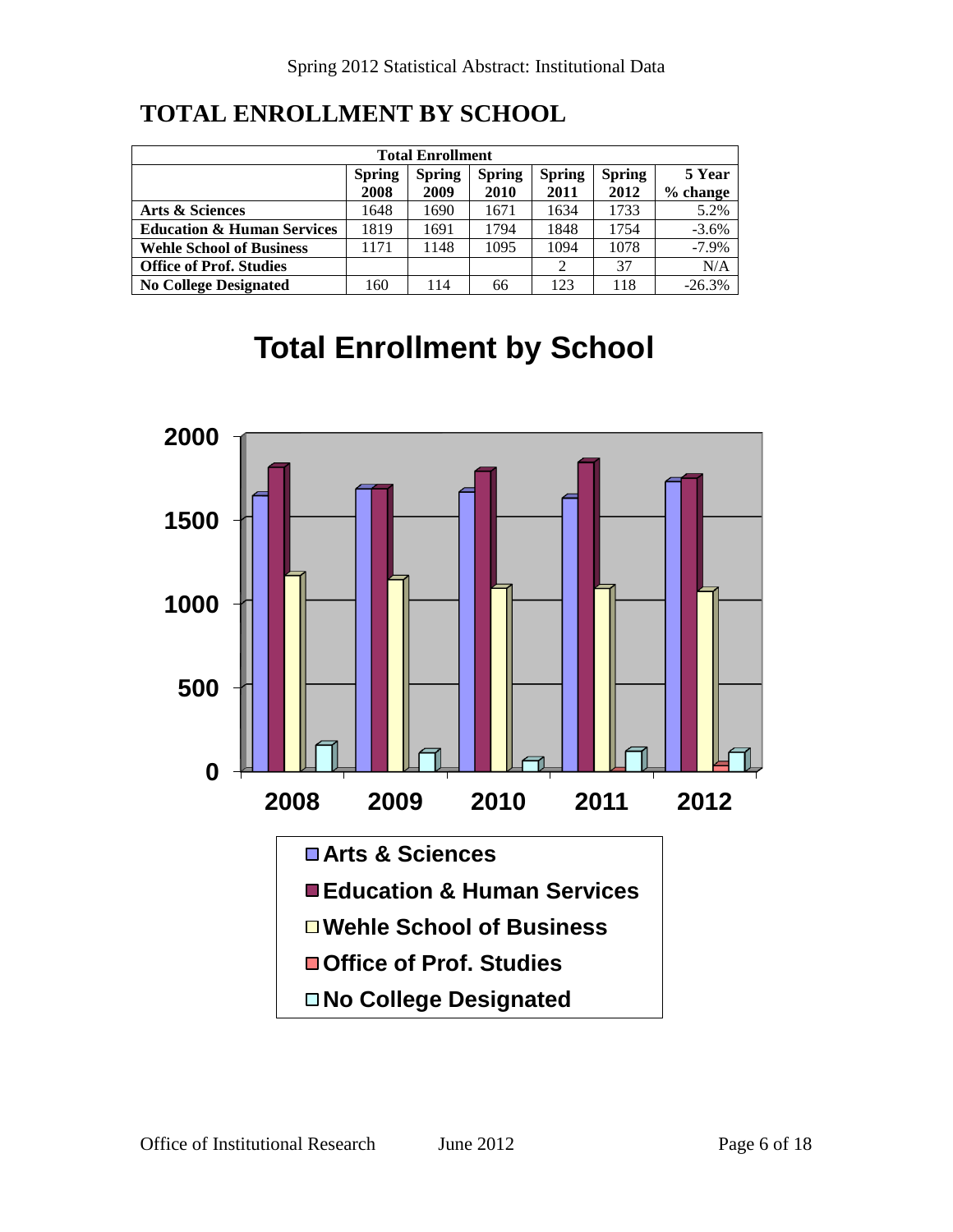# TOTAL ENROLLMENT BY SCHOOL

| Total Enrollment | | | | | | |
|---|---|---|---|---|---|---|
| | Spring 2008 | Spring 2009 | Spring 2010 | Spring 2011 | Spring 2012 | 5 Year % change |
| **Arts & Sciences** | 1648 | 1690 | 1671 | 1634 | 1733 | 5.2% |
| **Education & Human Services** | 1819 | 1691 | 1794 | 1848 | 1754 | -3.6% |
| **Wehle School of Business** | 1171 | 1148 | 1095 | 1094 | 1078 | -7.9% |
| **Office of Prof. Studies** | | | | 2 | 37 | N/A |
| **No College Designated** | 160 | 114 | 66 | 123 | 118 | -26.3% |

## Total Enrollment by School

Chart legend: Arts & Sciences; Education & Human Services; Wehle School of Business; Office of Prof. Studies; No College Designated. Years: 2008, 2009, 2010, 2011, 2012. Y-axis: 0, 500, 1000, 1500, 2000.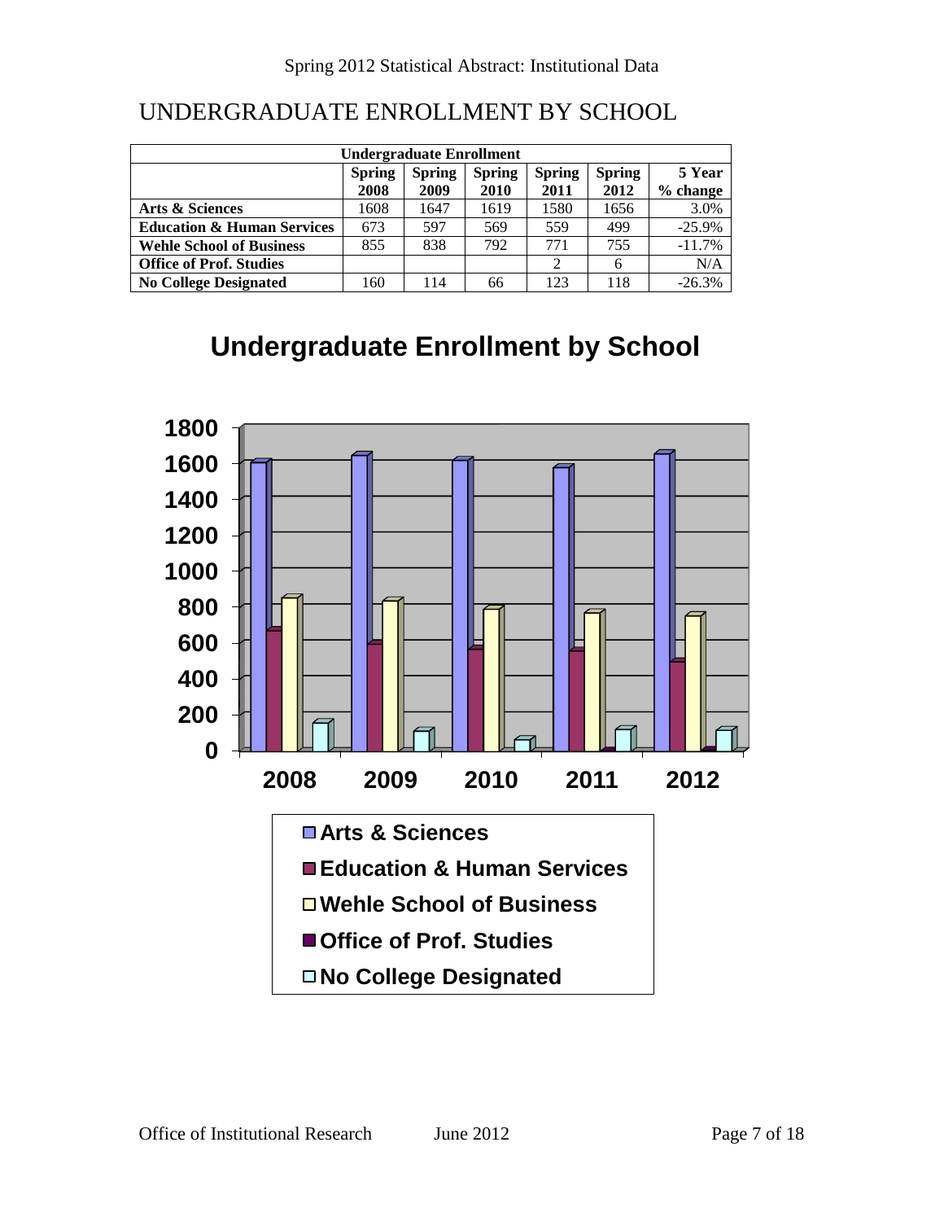# UNDERGRADUATE ENROLLMENT BY SCHOOL

| Undergraduate Enrollment | | | | | | |
|---|---|---|---|---|---|---|
| | Spring 2008 | Spring 2009 | Spring 2010 | Spring 2011 | Spring 2012 | 5 Year % change |
| **Arts & Sciences** | 1608 | 1647 | 1619 | 1580 | 1656 | 3.0% |
| **Education & Human Services** | 673 | 597 | 569 | 559 | 499 | -25.9% |
| **Wehle School of Business** | 855 | 838 | 792 | 771 | 755 | -11.7% |
| **Office of Prof. Studies** | | | | 2 | 6 | N/A |
| **No College Designated** | 160 | 114 | 66 | 123 | 118 | -26.3% |

## Undergraduate Enrollment by School

1800
1600
1400
1200
1000
800
600
400
200
0

2008 2009 2010 2011 2012

- Arts & Sciences
- Education & Human Services
- Wehle School of Business
- Office of Prof. Studies
- No College Designated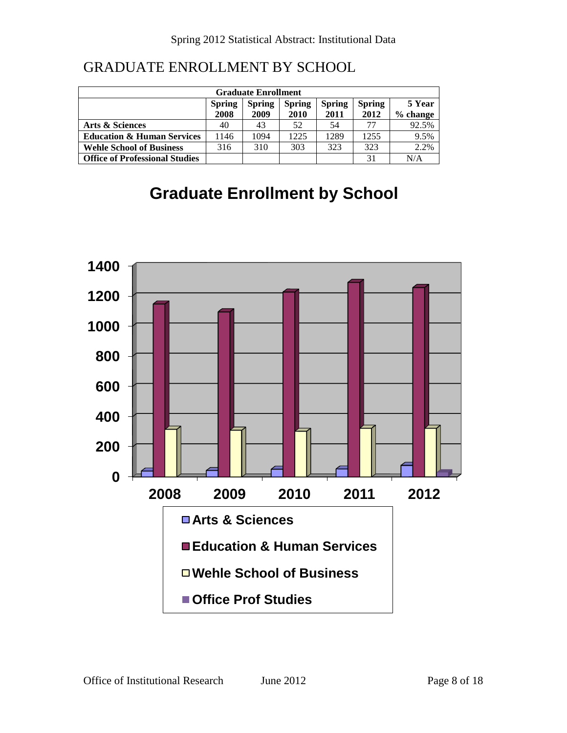# GRADUATE ENROLLMENT BY SCHOOL

| Graduate Enrollment | | | | | | |
|---|---|---|---|---|---|---|
| | **Spring 2008** | **Spring 2009** | **Spring 2010** | **Spring 2011** | **Spring 2012** | **5 Year % change** |
| **Arts & Sciences** | 40 | 43 | 52 | 54 | 77 | 92.5% |
| **Education & Human Services** | 1146 | 1094 | 1225 | 1289 | 1255 | 9.5% |
| **Wehle School of Business** | 316 | 310 | 303 | 323 | 323 | 2.2% |
| **Office of Professional Studies** | | | | | 31 | N/A |

## Graduate Enrollment by School

| Year | Arts & Sciences | Education & Human Services | Wehle School of Business | Office Prof Studies |
|---|---|---|---|---|
| 2008 | 40 | 1146 | 316 | |
| 2009 | 43 | 1094 | 310 | |
| 2010 | 52 | 1225 | 303 | |
| 2011 | 54 | 1289 | 323 | |
| 2012 | 77 | 1255 | 323 | 31 |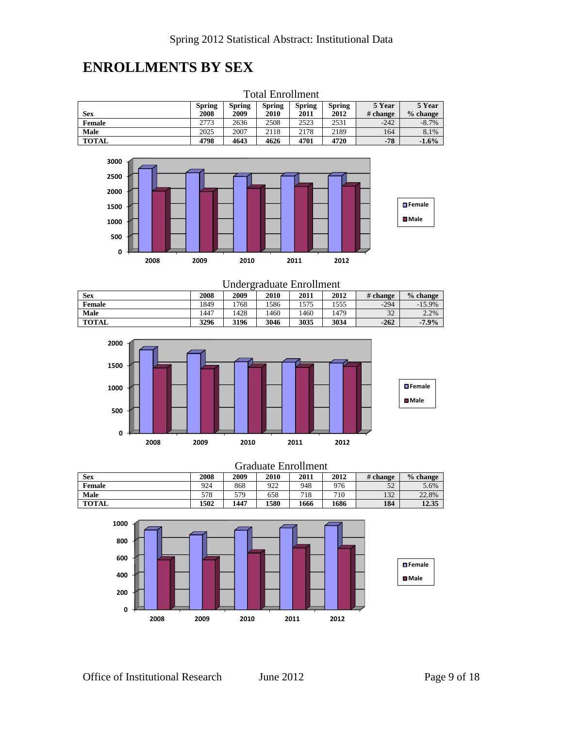# ENROLLMENTS BY SEX

Total Enrollment

| Sex | Spring 2008 | Spring 2009 | Spring 2010 | Spring 2011 | Spring 2012 | 5 Year # change | 5 Year % change |
|---|---|---|---|---|---|---|---|
| Female | 2773 | 2636 | 2508 | 2523 | 2531 | -242 | -8.7% |
| Male | 2025 | 2007 | 2118 | 2178 | 2189 | 164 | 8.1% |
| **TOTAL** | **4798** | **4643** | **4626** | **4701** | **4720** | **-78** | **-1.6%** |

Undergraduate Enrollment

| Sex | 2008 | 2009 | 2010 | 2011 | 2012 | # change | % change |
|---|---|---|---|---|---|---|---|
| Female | 1849 | 1768 | 1586 | 1575 | 1555 | -294 | -15.9% |
| Male | 1447 | 1428 | 1460 | 1460 | 1479 | 32 | 2.2% |
| **TOTAL** | **3296** | **3196** | **3046** | **3035** | **3034** | **-262** | **-7.9%** |

Graduate Enrollment

| Sex | 2008 | 2009 | 2010 | 2011 | 2012 | # change | % change |
|---|---|---|---|---|---|---|---|
| Female | 924 | 868 | 922 | 948 | 976 | 52 | 5.6% |
| Male | 578 | 579 | 658 | 718 | 710 | 132 | 22.8% |
| **TOTAL** | **1502** | **1447** | **1580** | **1666** | **1686** | **184** | **12.35** |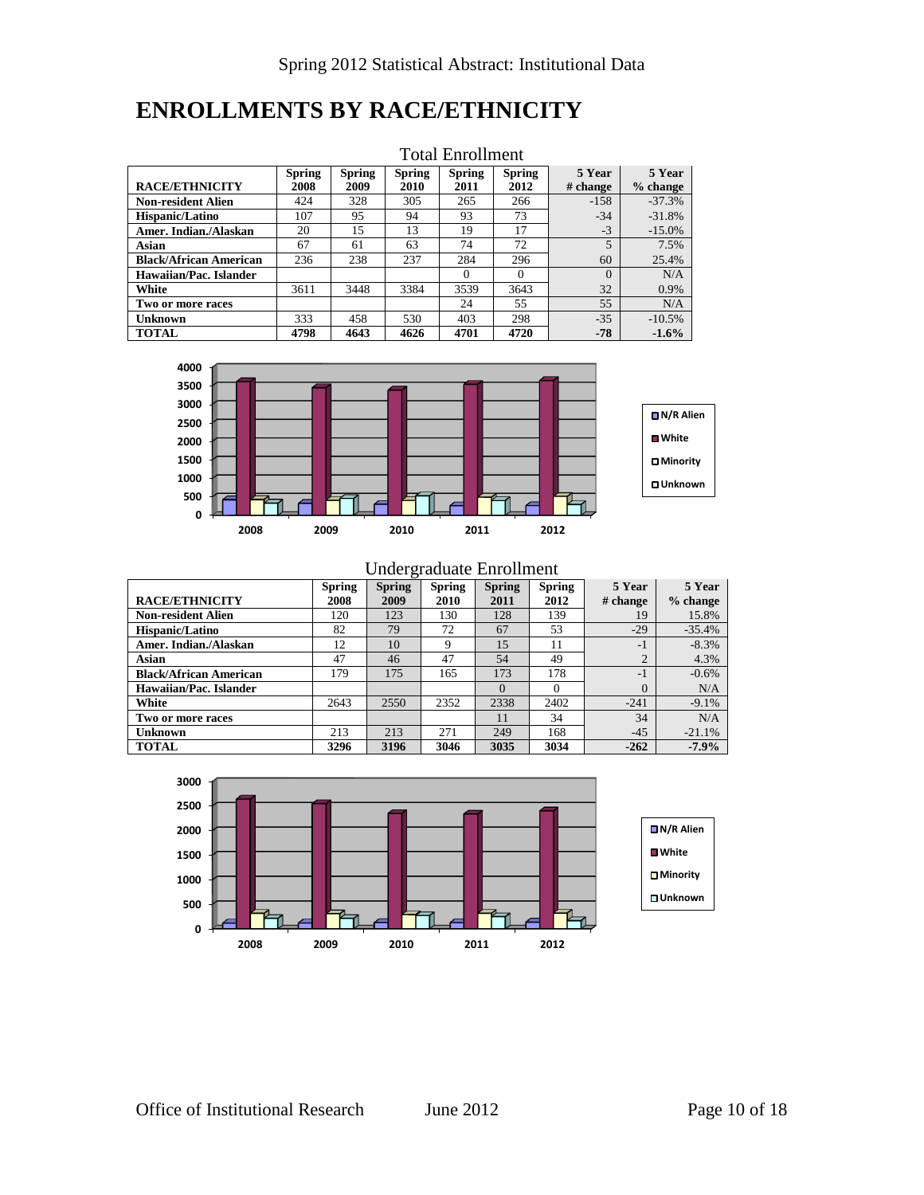## ENROLLMENTS BY RACE/ETHNICITY

### Total Enrollment

| RACE/ETHNICITY | Spring 2008 | Spring 2009 | Spring 2010 | Spring 2011 | Spring 2012 | 5 Year # change | 5 Year % change |
|---|---|---|---|---|---|---|---|
| Non-resident Alien | 424 | 328 | 305 | 265 | 266 | -158 | -37.3% |
| Hispanic/Latino | 107 | 95 | 94 | 93 | 73 | -34 | -31.8% |
| Amer. Indian./Alaskan | 20 | 15 | 13 | 19 | 17 | -3 | -15.0% |
| Asian | 67 | 61 | 63 | 74 | 72 | 5 | 7.5% |
| Black/African American | 236 | 238 | 237 | 284 | 296 | 60 | 25.4% |
| Hawaiian/Pac. Islander | | | | 0 | 0 | 0 | N/A |
| White | 3611 | 3448 | 3384 | 3539 | 3643 | 32 | 0.9% |
| Two or more races | | | | 24 | 55 | 55 | N/A |
| Unknown | 333 | 458 | 530 | 403 | 298 | -35 | -10.5% |
| **TOTAL** | **4798** | **4643** | **4626** | **4701** | **4720** | **-78** | **-1.6%** |

### Undergraduate Enrollment

| RACE/ETHNICITY | Spring 2008 | Spring 2009 | Spring 2010 | Spring 2011 | Spring 2012 | 5 Year # change | 5 Year % change |
|---|---|---|---|---|---|---|---|
| Non-resident Alien | 120 | 123 | 130 | 128 | 139 | 19 | 15.8% |
| Hispanic/Latino | 82 | 79 | 72 | 67 | 53 | -29 | -35.4% |
| Amer. Indian./Alaskan | 12 | 10 | 9 | 15 | 11 | -1 | -8.3% |
| Asian | 47 | 46 | 47 | 54 | 49 | 2 | 4.3% |
| Black/African American | 179 | 175 | 165 | 173 | 178 | -1 | -0.6% |
| Hawaiian/Pac. Islander | | | | 0 | 0 | 0 | N/A |
| White | 2643 | 2550 | 2352 | 2338 | 2402 | -241 | -9.1% |
| Two or more races | | | | 11 | 34 | 34 | N/A |
| Unknown | 213 | 213 | 271 | 249 | 168 | -45 | -21.1% |
| **TOTAL** | **3296** | **3196** | **3046** | **3035** | **3034** | **-262** | **-7.9%** |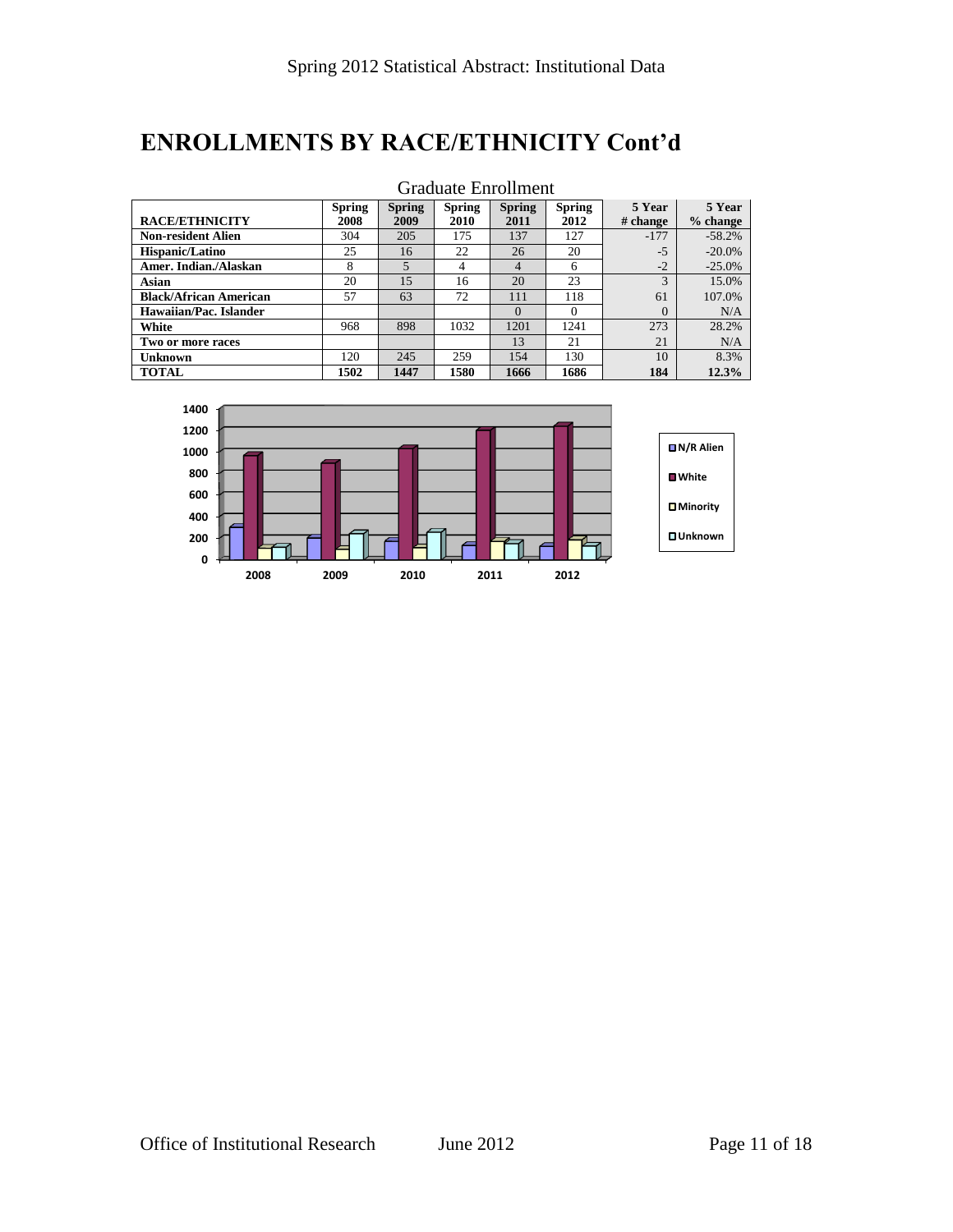# ENROLLMENTS BY RACE/ETHNICITY Cont'd

Graduate Enrollment

| RACE/ETHNICITY | Spring 2008 | Spring 2009 | Spring 2010 | Spring 2011 | Spring 2012 | 5 Year # change | 5 Year % change |
|---|---|---|---|---|---|---|---|
| **Non-resident Alien** | 304 | 205 | 175 | 137 | 127 | -177 | -58.2% |
| **Hispanic/Latino** | 25 | 16 | 22 | 26 | 20 | -5 | -20.0% |
| **Amer. Indian./Alaskan** | 8 | 5 | 4 | 4 | 6 | -2 | -25.0% |
| **Asian** | 20 | 15 | 16 | 20 | 23 | 3 | 15.0% |
| **Black/African American** | 57 | 63 | 72 | 111 | 118 | 61 | 107.0% |
| **Hawaiian/Pac. Islander** | | | | 0 | 0 | 0 | N/A |
| **White** | 968 | 898 | 1032 | 1201 | 1241 | 273 | 28.2% |
| **Two or more races** | | | | 13 | 21 | 21 | N/A |
| **Unknown** | 120 | 245 | 259 | 154 | 130 | 10 | 8.3% |
| **TOTAL** | **1502** | **1447** | **1580** | **1666** | **1686** | **184** | **12.3%** |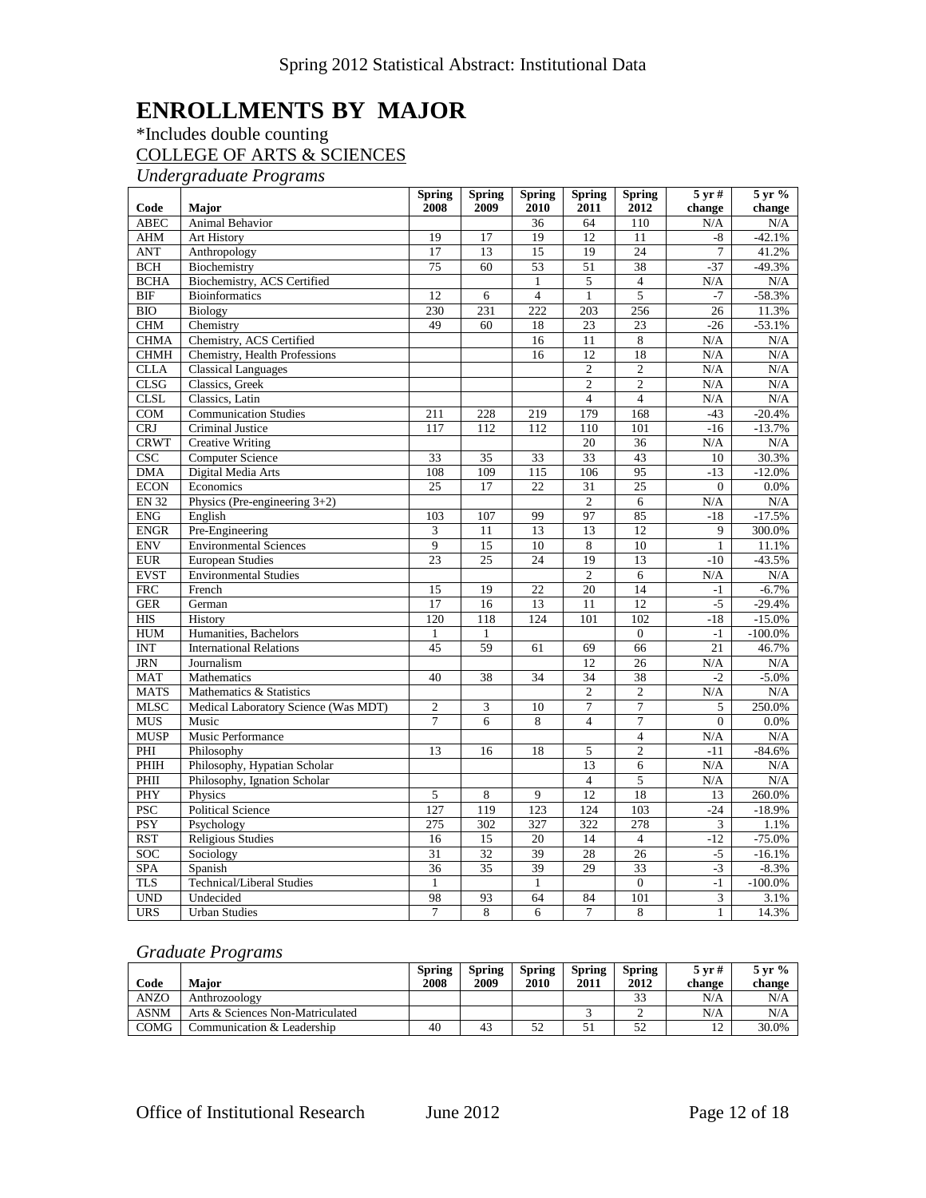# ENROLLMENTS BY MAJOR

*Includes double counting

COLLEGE OF ARTS & SCIENCES

*Undergraduate Programs*

| Code | Major | Spring 2008 | Spring 2009 | Spring 2010 | Spring 2011 | Spring 2012 | 5 yr # change | 5 yr % change |
|---|---|---|---|---|---|---|---|---|
| ABEC | Animal Behavior | | | 36 | 64 | 110 | N/A | N/A |
| AHM | Art History | 19 | 17 | 19 | 12 | 11 | -8 | -42.1% |
| ANT | Anthropology | 17 | 13 | 15 | 19 | 24 | 7 | 41.2% |
| BCH | Biochemistry | 75 | 60 | 53 | 51 | 38 | -37 | -49.3% |
| BCHA | Biochemistry, ACS Certified | | | 1 | 5 | 4 | N/A | N/A |
| BIF | Bioinformatics | 12 | 6 | 4 | 1 | 5 | -7 | -58.3% |
| BIO | Biology | 230 | 231 | 222 | 203 | 256 | 26 | 11.3% |
| CHM | Chemistry | 49 | 60 | 18 | 23 | 23 | -26 | -53.1% |
| CHMA | Chemistry, ACS Certified | | | 16 | 11 | 8 | N/A | N/A |
| CHMH | Chemistry, Health Professions | | | 16 | 12 | 18 | N/A | N/A |
| CLLA | Classical Languages | | | | 2 | 2 | N/A | N/A |
| CLSG | Classics, Greek | | | | 2 | 2 | N/A | N/A |
| CLSL | Classics, Latin | | | | 4 | 4 | N/A | N/A |
| COM | Communication Studies | 211 | 228 | 219 | 179 | 168 | -43 | -20.4% |
| CRJ | Criminal Justice | 117 | 112 | 112 | 110 | 101 | -16 | -13.7% |
| CRWT | Creative Writing | | | | 20 | 36 | N/A | N/A |
| CSC | Computer Science | 33 | 35 | 33 | 33 | 43 | 10 | 30.3% |
| DMA | Digital Media Arts | 108 | 109 | 115 | 106 | 95 | -13 | -12.0% |
| ECON | Economics | 25 | 17 | 22 | 31 | 25 | 0 | 0.0% |
| EN 32 | Physics (Pre-engineering 3+2) | | | | 2 | 6 | N/A | N/A |
| ENG | English | 103 | 107 | 99 | 97 | 85 | -18 | -17.5% |
| ENGR | Pre-Engineering | 3 | 11 | 13 | 13 | 12 | 9 | 300.0% |
| ENV | Environmental Sciences | 9 | 15 | 10 | 8 | 10 | 1 | 11.1% |
| EUR | European Studies | 23 | 25 | 24 | 19 | 13 | -10 | -43.5% |
| EVST | Environmental Studies | | | | 2 | 6 | N/A | N/A |
| FRC | French | 15 | 19 | 22 | 20 | 14 | -1 | -6.7% |
| GER | German | 17 | 16 | 13 | 11 | 12 | -5 | -29.4% |
| HIS | History | 120 | 118 | 124 | 101 | 102 | -18 | -15.0% |
| HUM | Humanities, Bachelors | 1 | 1 | | | 0 | -1 | -100.0% |
| INT | International Relations | 45 | 59 | 61 | 69 | 66 | 21 | 46.7% |
| JRN | Journalism | | | | 12 | 26 | N/A | N/A |
| MAT | Mathematics | 40 | 38 | 34 | 34 | 38 | -2 | -5.0% |
| MATS | Mathematics & Statistics | | | | 2 | 2 | N/A | N/A |
| MLSC | Medical Laboratory Science (Was MDT) | 2 | 3 | 10 | 7 | 7 | 5 | 250.0% |
| MUS | Music | 7 | 6 | 8 | 4 | 7 | 0 | 0.0% |
| MUSP | Music Performance | | | | | 4 | N/A | N/A |
| PHI | Philosophy | 13 | 16 | 18 | 5 | 2 | -11 | -84.6% |
| PHIH | Philosophy, Hypatian Scholar | | | | 13 | 6 | N/A | N/A |
| PHII | Philosophy, Ignation Scholar | | | | 4 | 5 | N/A | N/A |
| PHY | Physics | 5 | 8 | 9 | 12 | 18 | 13 | 260.0% |
| PSC | Political Science | 127 | 119 | 123 | 124 | 103 | -24 | -18.9% |
| PSY | Psychology | 275 | 302 | 327 | 322 | 278 | 3 | 1.1% |
| RST | Religious Studies | 16 | 15 | 20 | 14 | 4 | -12 | -75.0% |
| SOC | Sociology | 31 | 32 | 39 | 28 | 26 | -5 | -16.1% |
| SPA | Spanish | 36 | 35 | 39 | 29 | 33 | -3 | -8.3% |
| TLS | Technical/Liberal Studies | 1 | | 1 | | 0 | -1 | -100.0% |
| UND | Undecided | 98 | 93 | 64 | 84 | 101 | 3 | 3.1% |
| URS | Urban Studies | 7 | 8 | 6 | 7 | 8 | 1 | 14.3% |

*Graduate Programs*

| Code | Major | Spring 2008 | Spring 2009 | Spring 2010 | Spring 2011 | Spring 2012 | 5 yr # change | 5 yr % change |
|---|---|---|---|---|---|---|---|---|
| ANZO | Anthrozoology | | | | | 33 | N/A | N/A |
| ASNM | Arts & Sciences Non-Matriculated | | | | 3 | 2 | N/A | N/A |
| COMG | Communication & Leadership | 40 | 43 | 52 | 51 | 52 | 12 | 30.0% |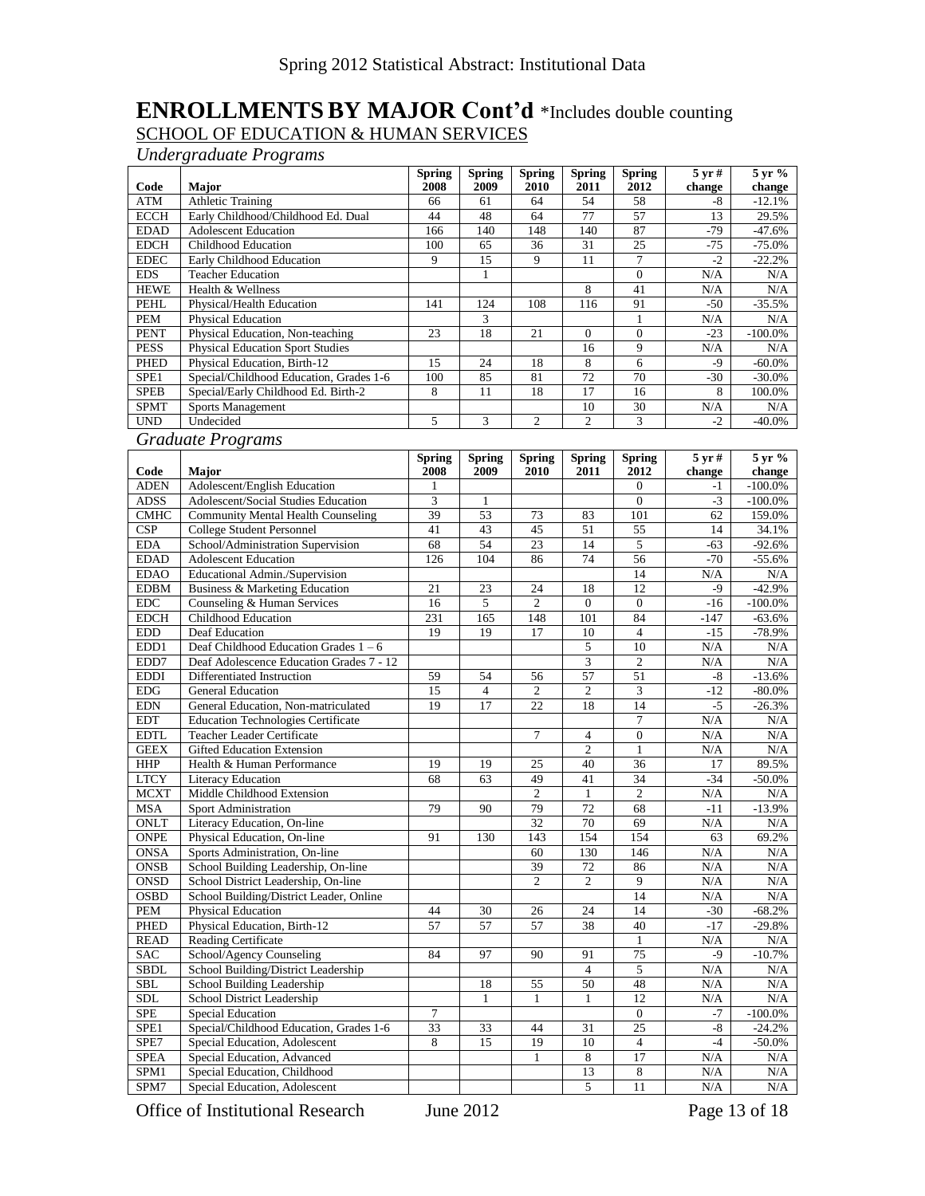Spring 2012 Statistical Abstract: Institutional Data

# ENROLLMENTS BY MAJOR Cont'd *Includes double counting

## SCHOOL OF EDUCATION & HUMAN SERVICES

### *Undergraduate Programs*

| Code | Major | Spring 2008 | Spring 2009 | Spring 2010 | Spring 2011 | Spring 2012 | 5 yr # change | 5 yr % change |
|---|---|---|---|---|---|---|---|---|
| ATM | Athletic Training | 66 | 61 | 64 | 54 | 58 | -8 | -12.1% |
| ECCH | Early Childhood/Childhood Ed. Dual | 44 | 48 | 64 | 77 | 57 | 13 | 29.5% |
| EDAD | Adolescent Education | 166 | 140 | 148 | 140 | 87 | -79 | -47.6% |
| EDCH | Childhood Education | 100 | 65 | 36 | 31 | 25 | -75 | -75.0% |
| EDEC | Early Childhood Education | 9 | 15 | 9 | 11 | 7 | -2 | -22.2% |
| EDS | Teacher Education | | 1 | | | 0 | N/A | N/A |
| HEWE | Health & Wellness | | | | 8 | 41 | N/A | N/A |
| PEHL | Physical/Health Education | 141 | 124 | 108 | 116 | 91 | -50 | -35.5% |
| PEM | Physical Education | | 3 | | | 1 | N/A | N/A |
| PENT | Physical Education, Non-teaching | 23 | 18 | 21 | 0 | 0 | -23 | -100.0% |
| PESS | Physical Education Sport Studies | | | | 16 | 9 | N/A | N/A |
| PHED | Physical Education, Birth-12 | 15 | 24 | 18 | 8 | 6 | -9 | -60.0% |
| SPE1 | Special/Childhood Education, Grades 1-6 | 100 | 85 | 81 | 72 | 70 | -30 | -30.0% |
| SPEB | Special/Early Childhood Ed. Birth-2 | 8 | 11 | 18 | 17 | 16 | 8 | 100.0% |
| SPMT | Sports Management | | | | 10 | 30 | N/A | N/A |
| UND | Undecided | 5 | 3 | 2 | 2 | 3 | -2 | -40.0% |

### *Graduate Programs*

| Code | Major | Spring 2008 | Spring 2009 | Spring 2010 | Spring 2011 | Spring 2012 | 5 yr # change | 5 yr % change |
|---|---|---|---|---|---|---|---|---|
| ADEN | Adolescent/English Education | 1 | | | | 0 | -1 | -100.0% |
| ADSS | Adolescent/Social Studies Education | 3 | 1 | | | 0 | -3 | -100.0% |
| CMHC | Community Mental Health Counseling | 39 | 53 | 73 | 83 | 101 | 62 | 159.0% |
| CSP | College Student Personnel | 41 | 43 | 45 | 51 | 55 | 14 | 34.1% |
| EDA | School/Administration Supervision | 68 | 54 | 23 | 14 | 5 | -63 | -92.6% |
| EDAD | Adolescent Education | 126 | 104 | 86 | 74 | 56 | -70 | -55.6% |
| EDAO | Educational Admin./Supervision | | | | | 14 | N/A | N/A |
| EDBM | Business & Marketing Education | 21 | 23 | 24 | 18 | 12 | -9 | -42.9% |
| EDC | Counseling & Human Services | 16 | 5 | 2 | 0 | 0 | -16 | -100.0% |
| EDCH | Childhood Education | 231 | 165 | 148 | 101 | 84 | -147 | -63.6% |
| EDD | Deaf Education | 19 | 19 | 17 | 10 | 4 | -15 | -78.9% |
| EDD1 | Deaf Childhood Education Grades 1 – 6 | | | | 5 | 10 | N/A | N/A |
| EDD7 | Deaf Adolescence Education Grades 7 - 12 | | | | 3 | 2 | N/A | N/A |
| EDDI | Differentiated Instruction | 59 | 54 | 56 | 57 | 51 | -8 | -13.6% |
| EDG | General Education | 15 | 4 | 2 | 2 | 3 | -12 | -80.0% |
| EDN | General Education, Non-matriculated | 19 | 17 | 22 | 18 | 14 | -5 | -26.3% |
| EDT | Education Technologies Certificate | | | | | 7 | N/A | N/A |
| EDTL | Teacher Leader Certificate | | | 7 | 4 | 0 | N/A | N/A |
| GEEX | Gifted Education Extension | | | | 2 | 1 | N/A | N/A |
| HHP | Health & Human Performance | 19 | 19 | 25 | 40 | 36 | 17 | 89.5% |
| LTCY | Literacy Education | 68 | 63 | 49 | 41 | 34 | -34 | -50.0% |
| MCXT | Middle Childhood Extension | | | 2 | 1 | 2 | N/A | N/A |
| MSA | Sport Administration | 79 | 90 | 79 | 72 | 68 | -11 | -13.9% |
| ONLT | Literacy Education, On-line | | | 32 | 70 | 69 | N/A | N/A |
| ONPE | Physical Education, On-line | 91 | 130 | 143 | 154 | 154 | 63 | 69.2% |
| ONSA | Sports Administration, On-line | | | 60 | 130 | 146 | N/A | N/A |
| ONSB | School Building Leadership, On-line | | | 39 | 72 | 86 | N/A | N/A |
| ONSD | School District Leadership, On-line | | | 2 | 2 | 9 | N/A | N/A |
| OSBD | School Building/District Leader, Online | | | | | 14 | N/A | N/A |
| PEM | Physical Education | 44 | 30 | 26 | 24 | 14 | -30 | -68.2% |
| PHED | Physical Education, Birth-12 | 57 | 57 | 57 | 38 | 40 | -17 | -29.8% |
| READ | Reading Certificate | | | | | 1 | N/A | N/A |
| SAC | School/Agency Counseling | 84 | 97 | 90 | 91 | 75 | -9 | -10.7% |
| SBDL | School Building/District Leadership | | | | 4 | 5 | N/A | N/A |
| SBL | School Building Leadership | | 18 | 55 | 50 | 48 | N/A | N/A |
| SDL | School District Leadership | | 1 | 1 | 1 | 12 | N/A | N/A |
| SPE | Special Education | 7 | | | | 0 | -7 | -100.0% |
| SPE1 | Special/Childhood Education, Grades 1-6 | 33 | 33 | 44 | 31 | 25 | -8 | -24.2% |
| SPE7 | Special Education, Adolescent | 8 | 15 | 19 | 10 | 4 | -4 | -50.0% |
| SPEA | Special Education, Advanced | | | 1 | 8 | 17 | N/A | N/A |
| SPM1 | Special Education, Childhood | | | | 13 | 8 | N/A | N/A |
| SPM7 | Special Education, Adolescent | | | | 5 | 11 | N/A | N/A |

Office of Institutional Research June 2012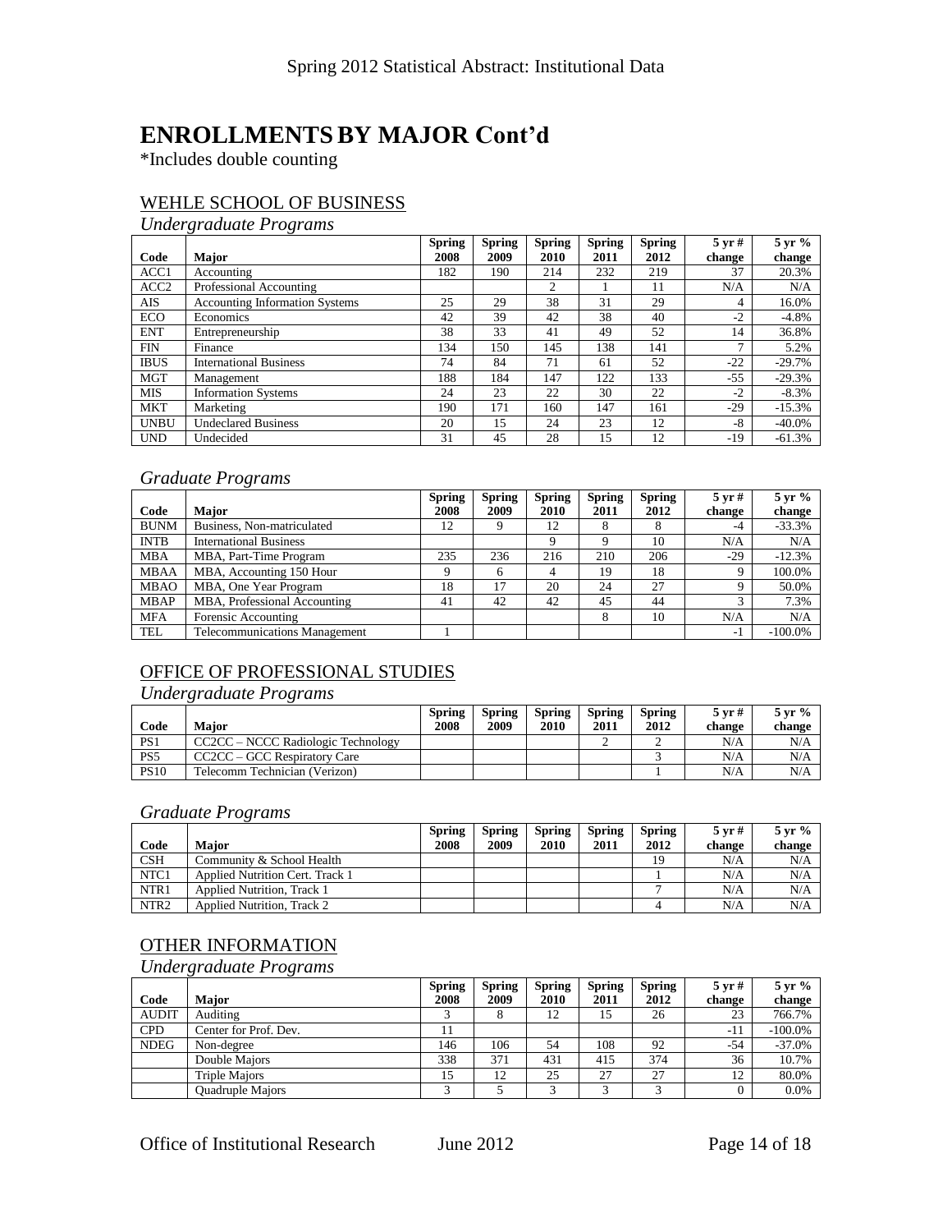# ENROLLMENTS BY MAJOR Cont'd

*Includes double counting

## WEHLE SCHOOL OF BUSINESS

### *Undergraduate Programs*

| Code | Major | Spring 2008 | Spring 2009 | Spring 2010 | Spring 2011 | Spring 2012 | 5 yr # change | 5 yr % change |
|---|---|---|---|---|---|---|---|---|
| ACC1 | Accounting | 182 | 190 | 214 | 232 | 219 | 37 | 20.3% |
| ACC2 | Professional Accounting | | | 2 | 1 | 11 | N/A | N/A |
| AIS | Accounting Information Systems | 25 | 29 | 38 | 31 | 29 | 4 | 16.0% |
| ECO | Economics | 42 | 39 | 42 | 38 | 40 | -2 | -4.8% |
| ENT | Entrepreneurship | 38 | 33 | 41 | 49 | 52 | 14 | 36.8% |
| FIN | Finance | 134 | 150 | 145 | 138 | 141 | 7 | 5.2% |
| IBUS | International Business | 74 | 84 | 71 | 61 | 52 | -22 | -29.7% |
| MGT | Management | 188 | 184 | 147 | 122 | 133 | -55 | -29.3% |
| MIS | Information Systems | 24 | 23 | 22 | 30 | 22 | -2 | -8.3% |
| MKT | Marketing | 190 | 171 | 160 | 147 | 161 | -29 | -15.3% |
| UNBU | Undeclared Business | 20 | 15 | 24 | 23 | 12 | -8 | -40.0% |
| UND | Undecided | 31 | 45 | 28 | 15 | 12 | -19 | -61.3% |

### *Graduate Programs*

| Code | Major | Spring 2008 | Spring 2009 | Spring 2010 | Spring 2011 | Spring 2012 | 5 yr # change | 5 yr % change |
|---|---|---|---|---|---|---|---|---|
| BUNM | Business, Non-matriculated | 12 | 9 | 12 | 8 | 8 | -4 | -33.3% |
| INTB | International Business | | | 9 | 9 | 10 | N/A | N/A |
| MBA | MBA, Part-Time Program | 235 | 236 | 216 | 210 | 206 | -29 | -12.3% |
| MBAA | MBA, Accounting 150 Hour | 9 | 6 | 4 | 19 | 18 | 9 | 100.0% |
| MBAO | MBA, One Year Program | 18 | 17 | 20 | 24 | 27 | 9 | 50.0% |
| MBAP | MBA, Professional Accounting | 41 | 42 | 42 | 45 | 44 | 3 | 7.3% |
| MFA | Forensic Accounting | | | | 8 | 10 | N/A | N/A |
| TEL | Telecommunications Management | 1 | | | | | -1 | -100.0% |

## OFFICE OF PROFESSIONAL STUDIES

### *Undergraduate Programs*

| Code | Major | Spring 2008 | Spring 2009 | Spring 2010 | Spring 2011 | Spring 2012 | 5 yr # change | 5 yr % change |
|---|---|---|---|---|---|---|---|---|
| PS1 | CC2CC – NCCC Radiologic Technology | | | | 2 | 2 | N/A | N/A |
| PS5 | CC2CC – GCC Respiratory Care | | | | | 3 | N/A | N/A |
| PS10 | Telecomm Technician (Verizon) | | | | | 1 | N/A | N/A |

### *Graduate Programs*

| Code | Major | Spring 2008 | Spring 2009 | Spring 2010 | Spring 2011 | Spring 2012 | 5 yr # change | 5 yr % change |
|---|---|---|---|---|---|---|---|---|
| CSH | Community & School Health | | | | | 19 | N/A | N/A |
| NTC1 | Applied Nutrition Cert. Track 1 | | | | | 1 | N/A | N/A |
| NTR1 | Applied Nutrition, Track 1 | | | | | 7 | N/A | N/A |
| NTR2 | Applied Nutrition, Track 2 | | | | | 4 | N/A | N/A |

## OTHER INFORMATION

### *Undergraduate Programs*

| Code | Major | Spring 2008 | Spring 2009 | Spring 2010 | Spring 2011 | Spring 2012 | 5 yr # change | 5 yr % change |
|---|---|---|---|---|---|---|---|---|
| AUDIT | Auditing | 3 | 8 | 12 | 15 | 26 | 23 | 766.7% |
| CPD | Center for Prof. Dev. | 11 | | | | | -11 | -100.0% |
| NDEG | Non-degree | 146 | 106 | 54 | 108 | 92 | -54 | -37.0% |
| | Double Majors | 338 | 371 | 431 | 415 | 374 | 36 | 10.7% |
| | Triple Majors | 15 | 12 | 25 | 27 | 27 | 12 | 80.0% |
| | Quadruple Majors | 3 | 5 | 3 | 3 | 3 | 0 | 0.0% |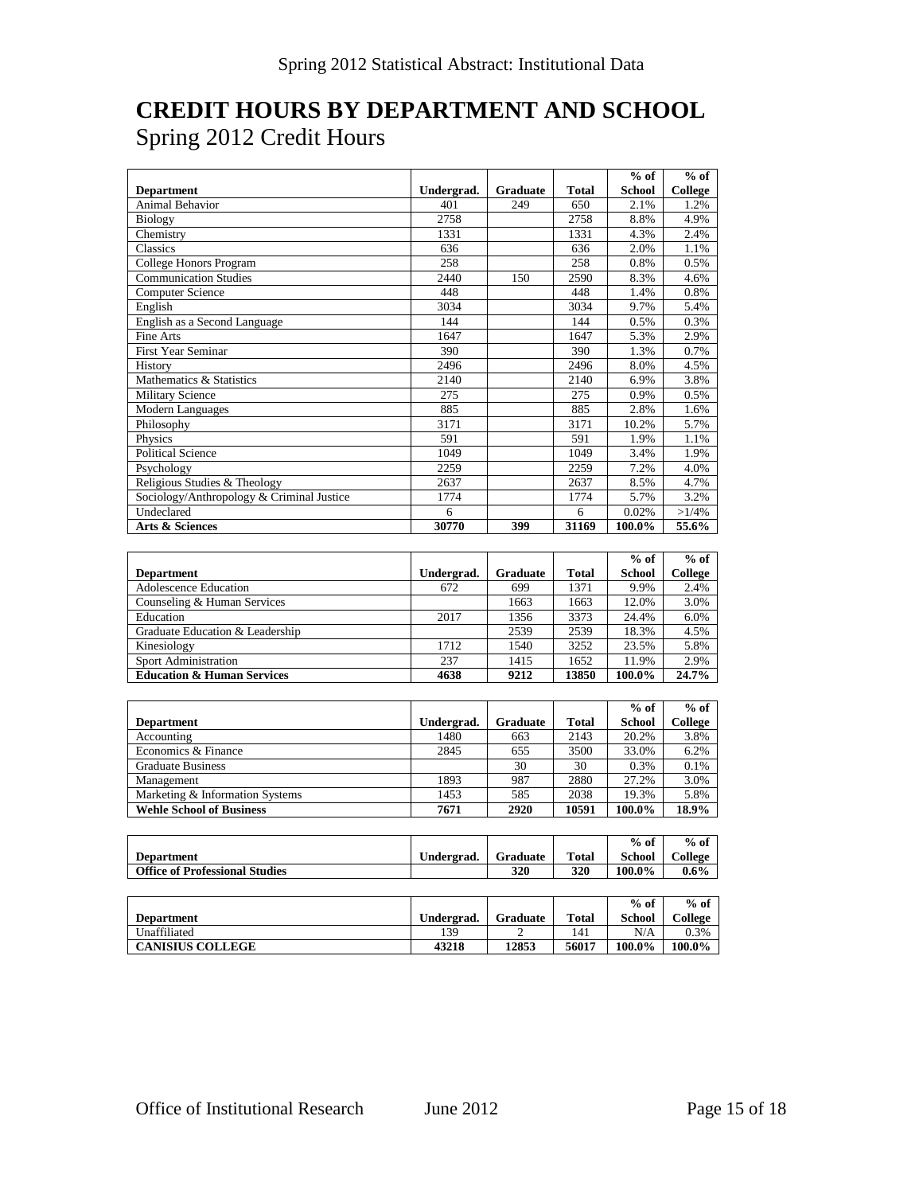# CREDIT HOURS BY DEPARTMENT AND SCHOOL

Spring 2012 Credit Hours

| Department | Undergrad. | Graduate | Total | % of School | % of College |
|---|---|---|---|---|---|
| Animal Behavior | 401 | 249 | 650 | 2.1% | 1.2% |
| Biology | 2758 | | 2758 | 8.8% | 4.9% |
| Chemistry | 1331 | | 1331 | 4.3% | 2.4% |
| Classics | 636 | | 636 | 2.0% | 1.1% |
| College Honors Program | 258 | | 258 | 0.8% | 0.5% |
| Communication Studies | 2440 | 150 | 2590 | 8.3% | 4.6% |
| Computer Science | 448 | | 448 | 1.4% | 0.8% |
| English | 3034 | | 3034 | 9.7% | 5.4% |
| English as a Second Language | 144 | | 144 | 0.5% | 0.3% |
| Fine Arts | 1647 | | 1647 | 5.3% | 2.9% |
| First Year Seminar | 390 | | 390 | 1.3% | 0.7% |
| History | 2496 | | 2496 | 8.0% | 4.5% |
| Mathematics & Statistics | 2140 | | 2140 | 6.9% | 3.8% |
| Military Science | 275 | | 275 | 0.9% | 0.5% |
| Modern Languages | 885 | | 885 | 2.8% | 1.6% |
| Philosophy | 3171 | | 3171 | 10.2% | 5.7% |
| Physics | 591 | | 591 | 1.9% | 1.1% |
| Political Science | 1049 | | 1049 | 3.4% | 1.9% |
| Psychology | 2259 | | 2259 | 7.2% | 4.0% |
| Religious Studies & Theology | 2637 | | 2637 | 8.5% | 4.7% |
| Sociology/Anthropology & Criminal Justice | 1774 | | 1774 | 5.7% | 3.2% |
| Undeclared | 6 | | 6 | 0.02% | >1/4% |
| **Arts & Sciences** | **30770** | **399** | **31169** | **100.0%** | **55.6%** |

| Department | Undergrad. | Graduate | Total | % of School | % of College |
|---|---|---|---|---|---|
| Adolescence Education | 672 | 699 | 1371 | 9.9% | 2.4% |
| Counseling & Human Services | | 1663 | 1663 | 12.0% | 3.0% |
| Education | 2017 | 1356 | 3373 | 24.4% | 6.0% |
| Graduate Education & Leadership | | 2539 | 2539 | 18.3% | 4.5% |
| Kinesiology | 1712 | 1540 | 3252 | 23.5% | 5.8% |
| Sport Administration | 237 | 1415 | 1652 | 11.9% | 2.9% |
| **Education & Human Services** | **4638** | **9212** | **13850** | **100.0%** | **24.7%** |

| Department | Undergrad. | Graduate | Total | % of School | % of College |
|---|---|---|---|---|---|
| Accounting | 1480 | 663 | 2143 | 20.2% | 3.8% |
| Economics & Finance | 2845 | 655 | 3500 | 33.0% | 6.2% |
| Graduate Business | | 30 | 30 | 0.3% | 0.1% |
| Management | 1893 | 987 | 2880 | 27.2% | 3.0% |
| Marketing & Information Systems | 1453 | 585 | 2038 | 19.3% | 5.8% |
| **Wehle School of Business** | **7671** | **2920** | **10591** | **100.0%** | **18.9%** |

| Department | Undergrad. | Graduate | Total | % of School | % of College |
|---|---|---|---|---|---|
| **Office of Professional Studies** | | **320** | **320** | **100.0%** | **0.6%** |

| Department | Undergrad. | Graduate | Total | % of School | % of College |
|---|---|---|---|---|---|
| Unaffiliated | 139 | 2 | 141 | N/A | 0.3% |
| **CANISIUS COLLEGE** | **43218** | **12853** | **56017** | **100.0%** | **100.0%** |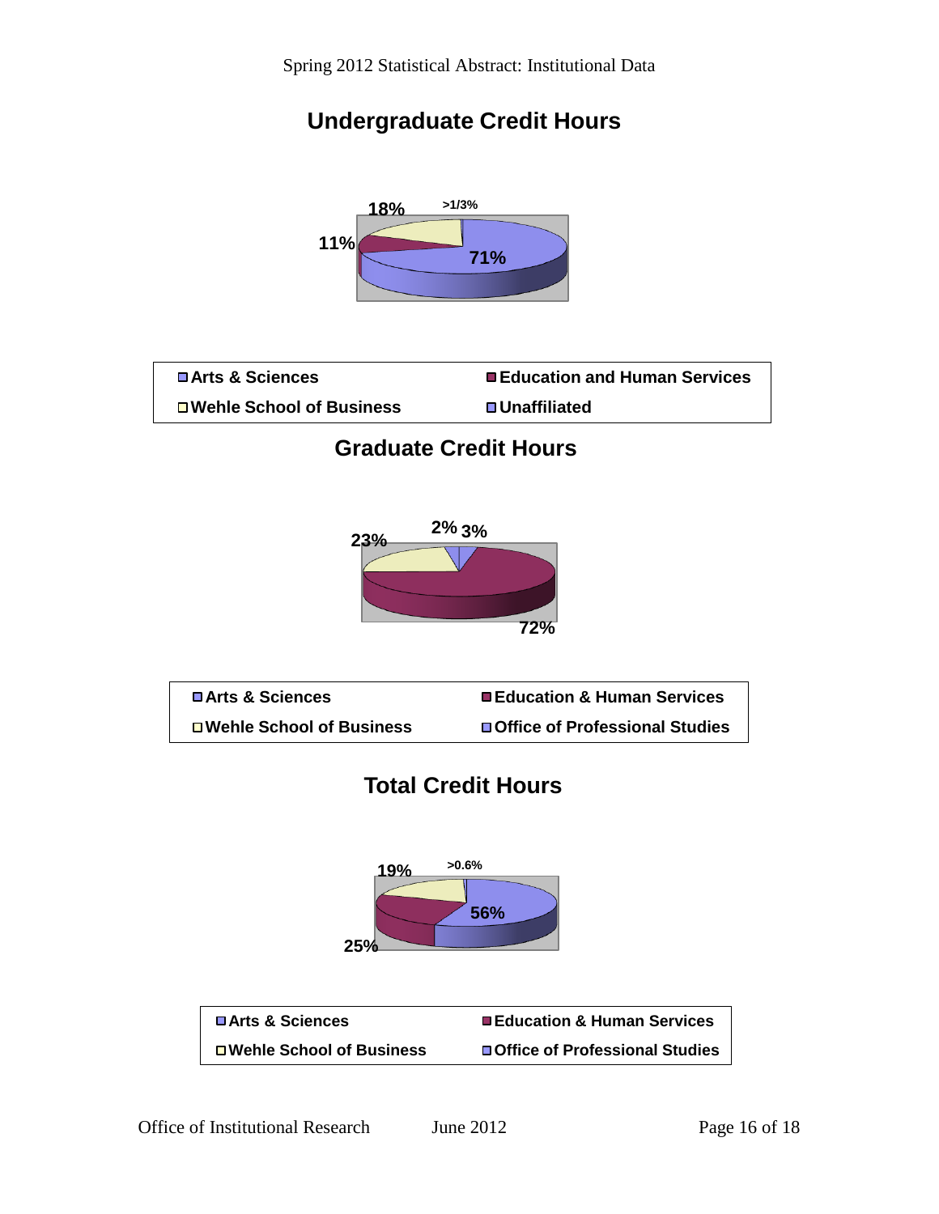## Undergraduate Credit Hours

18% &nbsp; >1/3%

11% &nbsp; 71%

- Arts & Sciences
- Education and Human Services
- Wehle School of Business
- Unaffiliated

## Graduate Credit Hours

2% 3%

23%

72%

- Arts & Sciences
- Education & Human Services
- Wehle School of Business
- Office of Professional Studies

## Total Credit Hours

19% &nbsp; >0.6%

56%

25%

- Arts & Sciences
- Education & Human Services
- Wehle School of Business
- Office of Professional Studies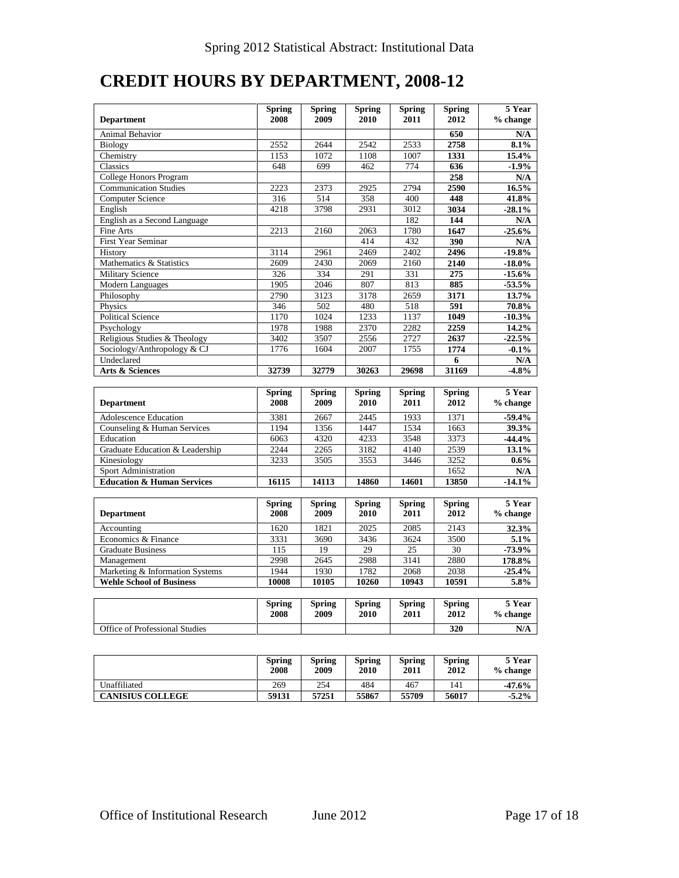# CREDIT HOURS BY DEPARTMENT, 2008-12

| Department | Spring 2008 | Spring 2009 | Spring 2010 | Spring 2011 | Spring 2012 | 5 Year % change |
|---|---|---|---|---|---|---|
| Animal Behavior | | | | | **650** | **N/A** |
| Biology | 2552 | 2644 | 2542 | 2533 | **2758** | **8.1%** |
| Chemistry | 1153 | 1072 | 1108 | 1007 | **1331** | **15.4%** |
| Classics | 648 | 699 | 462 | 774 | **636** | **-1.9%** |
| College Honors Program | | | | | **258** | **N/A** |
| Communication Studies | 2223 | 2373 | 2925 | 2794 | **2590** | **16.5%** |
| Computer Science | 316 | 514 | 358 | 400 | **448** | **41.8%** |
| English | 4218 | 3798 | 2931 | 3012 | **3034** | **-28.1%** |
| English as a Second Language | | | | 182 | **144** | **N/A** |
| Fine Arts | 2213 | 2160 | 2063 | 1780 | **1647** | **-25.6%** |
| First Year Seminar | | | 414 | 432 | **390** | **N/A** |
| History | 3114 | 2961 | 2469 | 2402 | **2496** | **-19.8%** |
| Mathematics & Statistics | 2609 | 2430 | 2069 | 2160 | **2140** | **-18.0%** |
| Military Science | 326 | 334 | 291 | 331 | **275** | **-15.6%** |
| Modern Languages | 1905 | 2046 | 807 | 813 | **885** | **-53.5%** |
| Philosophy | 2790 | 3123 | 3178 | 2659 | **3171** | **13.7%** |
| Physics | 346 | 502 | 480 | 518 | **591** | **70.8%** |
| Political Science | 1170 | 1024 | 1233 | 1137 | **1049** | **-10.3%** |
| Psychology | 1978 | 1988 | 2370 | 2282 | **2259** | **14.2%** |
| Religious Studies & Theology | 3402 | 3507 | 2556 | 2727 | **2637** | **-22.5%** |
| Sociology/Anthropology & CJ | 1776 | 1604 | 2007 | 1755 | **1774** | **-0.1%** |
| Undeclared | | | | | **6** | **N/A** |
| **Arts & Sciences** | **32739** | **32779** | **30263** | **29698** | **31169** | **-4.8%** |

| Department | Spring 2008 | Spring 2009 | Spring 2010 | Spring 2011 | Spring 2012 | 5 Year % change |
|---|---|---|---|---|---|---|
| Adolescence Education | 3381 | 2667 | 2445 | 1933 | 1371 | **-59.4%** |
| Counseling & Human Services | 1194 | 1356 | 1447 | 1534 | 1663 | **39.3%** |
| Education | 6063 | 4320 | 4233 | 3548 | 3373 | **-44.4%** |
| Graduate Education & Leadership | 2244 | 2265 | 3182 | 4140 | 2539 | **13.1%** |
| Kinesiology | 3233 | 3505 | 3553 | 3446 | 3252 | **0.6%** |
| Sport Administration | | | | | 1652 | **N/A** |
| **Education & Human Services** | **16115** | **14113** | **14860** | **14601** | **13850** | **-14.1%** |

| Department | Spring 2008 | Spring 2009 | Spring 2010 | Spring 2011 | Spring 2012 | 5 Year % change |
|---|---|---|---|---|---|---|
| Accounting | 1620 | 1821 | 2025 | 2085 | 2143 | **32.3%** |
| Economics & Finance | 3331 | 3690 | 3436 | 3624 | 3500 | **5.1%** |
| Graduate Business | 115 | 19 | 29 | 25 | 30 | **-73.9%** |
| Management | 2998 | 2645 | 2988 | 3141 | 2880 | **178.8%** |
| Marketing & Information Systems | 1944 | 1930 | 1782 | 2068 | 2038 | **-25.4%** |
| **Wehle School of Business** | **10008** | **10105** | **10260** | **10943** | **10591** | **5.8%** |

| | Spring 2008 | Spring 2009 | Spring 2010 | Spring 2011 | Spring 2012 | 5 Year % change |
|---|---|---|---|---|---|---|
| Office of Professional Studies | | | | | **320** | **N/A** |

| | Spring 2008 | Spring 2009 | Spring 2010 | Spring 2011 | Spring 2012 | 5 Year % change |
|---|---|---|---|---|---|---|
| Unaffiliated | 269 | 254 | 484 | 467 | 141 | **-47.6%** |
| **CANISIUS COLLEGE** | **59131** | **57251** | **55867** | **55709** | **56017** | **-5.2%** |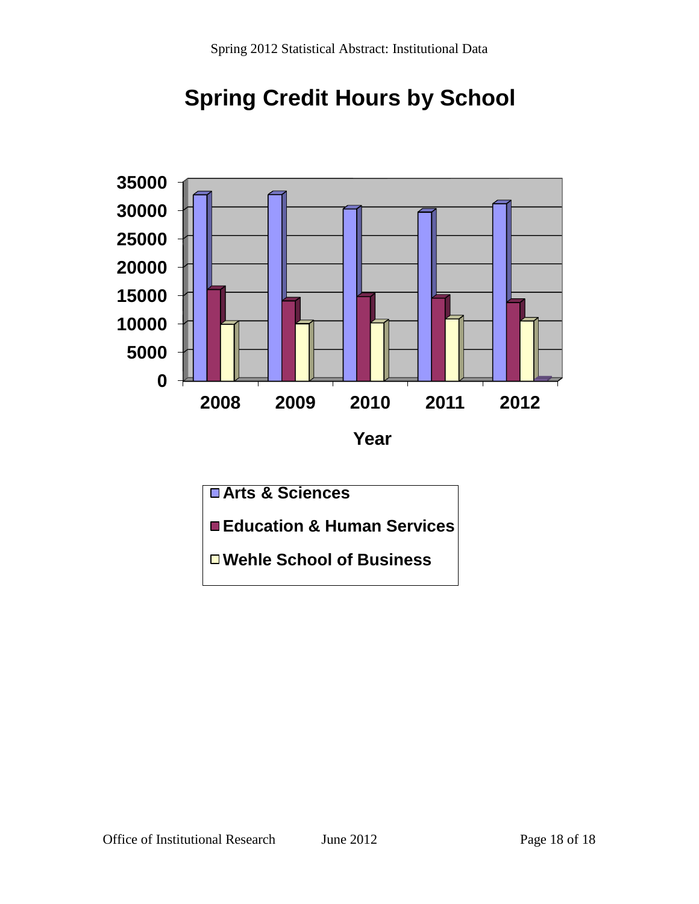# Spring Credit Hours by School

35000
30000
25000
20000
15000
10000
5000
0

2008
2009
2010
2011
2012

Year

Arts & Sciences
Education & Human Services
Wehle School of Business